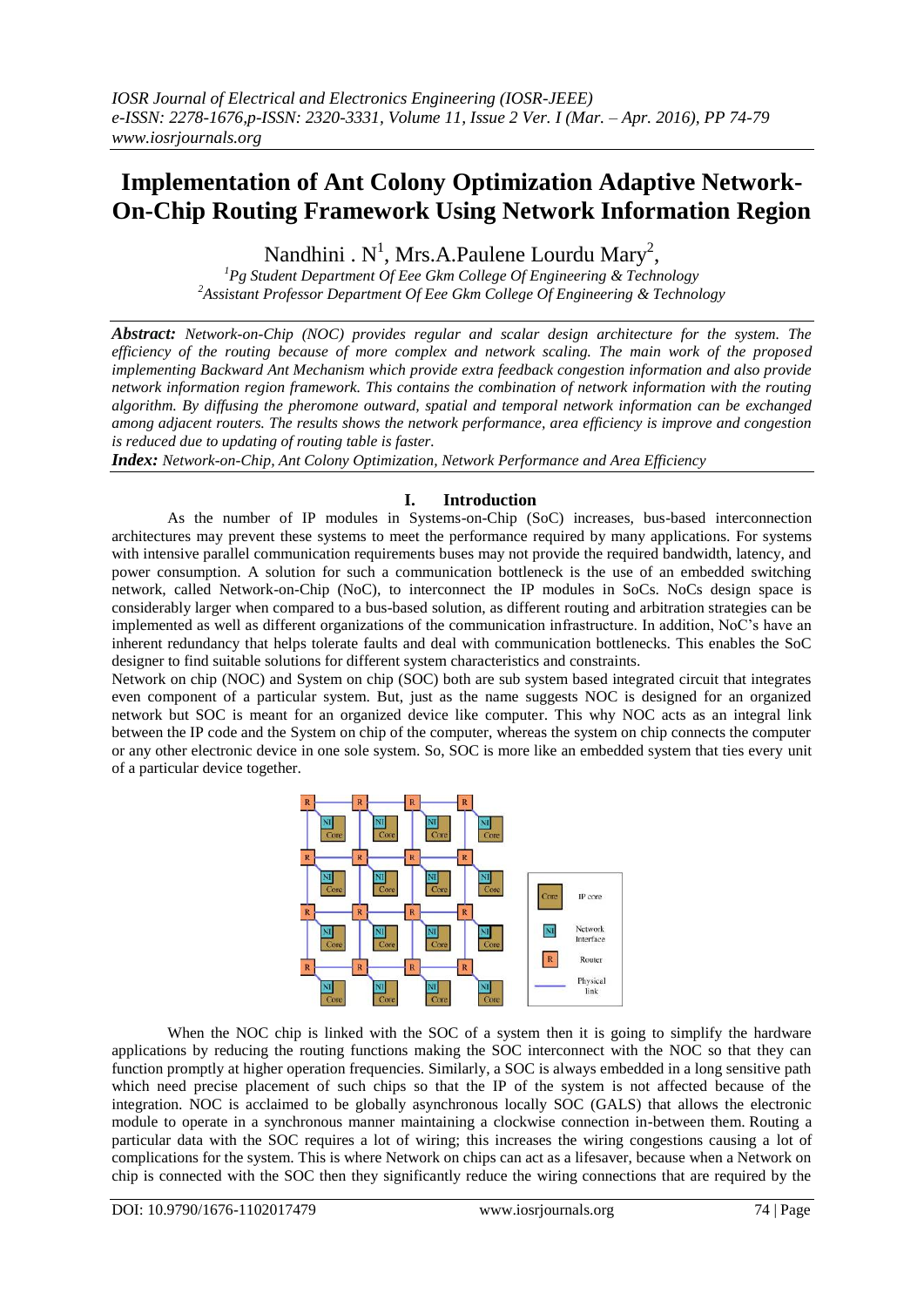# Implementation of Ant Colony Optimization Adaptive Network-On-Chip Routing Framework Using Network Information Region

Nandhini . N[1], Mrs.A.Paulene Lourdu Mary[2],

[1]*Pg Student Department Of Eee Gkm College Of Engineering & Technology*
[2]*Assistant Professor Department Of Eee Gkm College Of Engineering & Technology*

***Abstract:*** *Network-on-Chip (NOC) provides regular and scalar design architecture for the system. The efficiency of the routing because of more complex and network scaling. The main work of the proposed implementing Backward Ant Mechanism which provide extra feedback congestion information and also provide network information region framework. This contains the combination of network information with the routing algorithm. By diffusing the pheromone outward, spatial and temporal network information can be exchanged among adjacent routers. The results shows the network performance, area efficiency is improve and congestion is reduced due to updating of routing table is faster.*

***Index:*** *Network-on-Chip, Ant Colony Optimization, Network Performance and Area Efficiency*

## I. Introduction

As the number of IP modules in Systems-on-Chip (SoC) increases, bus-based interconnection architectures may prevent these systems to meet the performance required by many applications. For systems with intensive parallel communication requirements buses may not provide the required bandwidth, latency, and power consumption. A solution for such a communication bottleneck is the use of an embedded switching network, called Network-on-Chip (NoC), to interconnect the IP modules in SoCs. NoCs design space is considerably larger when compared to a bus-based solution, as different routing and arbitration strategies can be implemented as well as different organizations of the communication infrastructure. In addition, NoC's have an inherent redundancy that helps tolerate faults and deal with communication bottlenecks. This enables the SoC designer to find suitable solutions for different system characteristics and constraints.

Network on chip (NOC) and System on chip (SOC) both are sub system based integrated circuit that integrates even component of a particular system. But, just as the name suggests NOC is designed for an organized network but SOC is meant for an organized device like computer. This why NOC acts as an integral link between the IP code and the System on chip of the computer, whereas the system on chip connects the computer or any other electronic device in one sole system. So, SOC is more like an embedded system that ties every unit of a particular device together.

When the NOC chip is linked with the SOC of a system then it is going to simplify the hardware applications by reducing the routing functions making the SOC interconnect with the NOC so that they can function promptly at higher operation frequencies. Similarly, a SOC is always embedded in a long sensitive path which need precise placement of such chips so that the IP of the system is not affected because of the integration. NOC is acclaimed to be globally asynchronous locally SOC (GALS) that allows the electronic module to operate in a synchronous manner maintaining a clockwise connection in-between them. Routing a particular data with the SOC requires a lot of wiring; this increases the wiring congestions causing a lot of complications for the system. This is where Network on chips can act as a lifesaver, because when a Network on chip is connected with the SOC then they significantly reduce the wiring connections that are required by the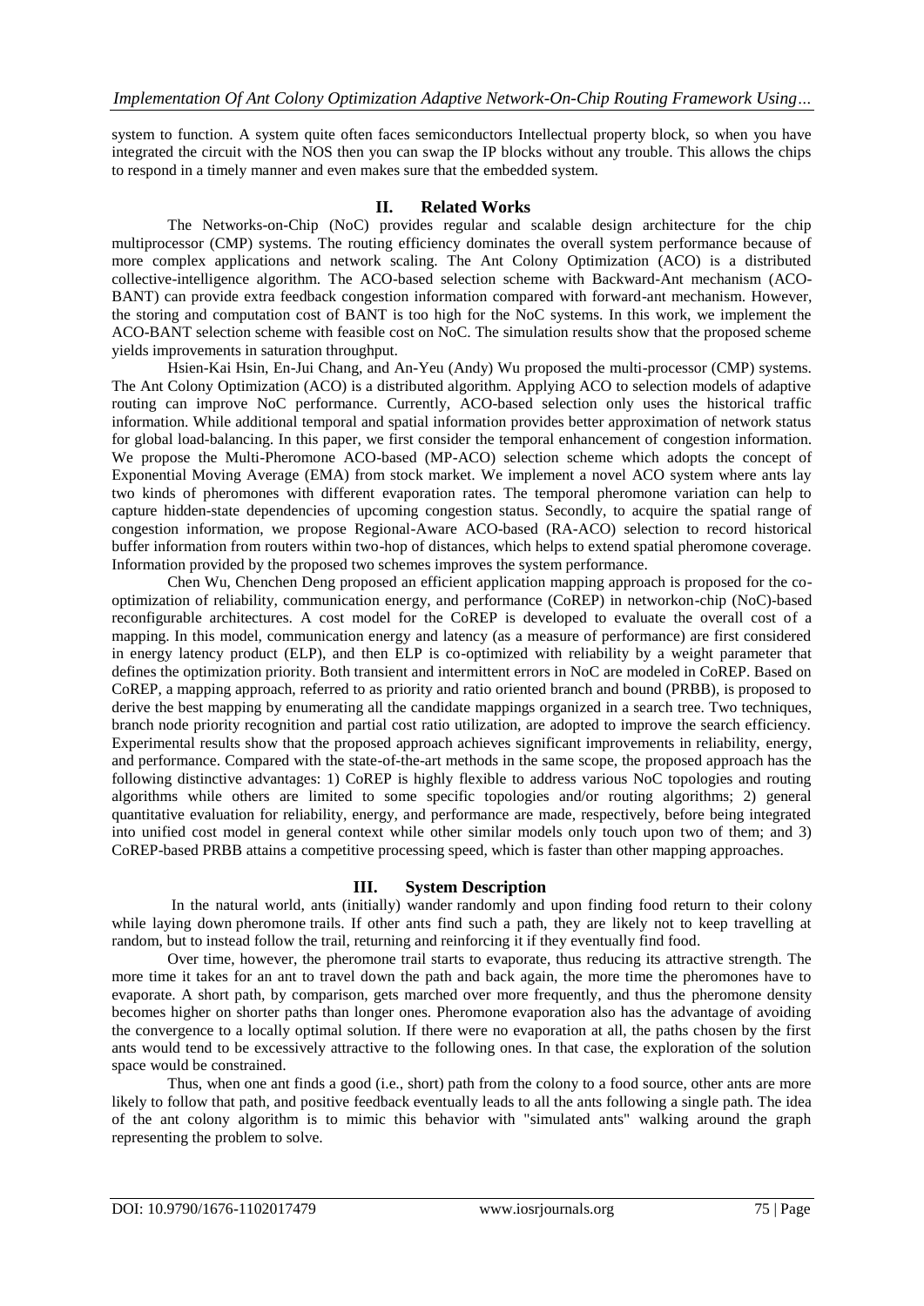system to function. A system quite often faces semiconductors Intellectual property block, so when you have integrated the circuit with the NOS then you can swap the IP blocks without any trouble. This allows the chips to respond in a timely manner and even makes sure that the embedded system.

## II. Related Works

The Networks-on-Chip (NoC) provides regular and scalable design architecture for the chip multiprocessor (CMP) systems. The routing efficiency dominates the overall system performance because of more complex applications and network scaling. The Ant Colony Optimization (ACO) is a distributed collective-intelligence algorithm. The ACO-based selection scheme with Backward-Ant mechanism (ACO-BANT) can provide extra feedback congestion information compared with forward-ant mechanism. However, the storing and computation cost of BANT is too high for the NoC systems. In this work, we implement the ACO-BANT selection scheme with feasible cost on NoC. The simulation results show that the proposed scheme yields improvements in saturation throughput.

Hsien-Kai Hsin, En-Jui Chang, and An-Yeu (Andy) Wu proposed the multi-processor (CMP) systems. The Ant Colony Optimization (ACO) is a distributed algorithm. Applying ACO to selection models of adaptive routing can improve NoC performance. Currently, ACO-based selection only uses the historical traffic information. While additional temporal and spatial information provides better approximation of network status for global load-balancing. In this paper, we first consider the temporal enhancement of congestion information. We propose the Multi-Pheromone ACO-based (MP-ACO) selection scheme which adopts the concept of Exponential Moving Average (EMA) from stock market. We implement a novel ACO system where ants lay two kinds of pheromones with different evaporation rates. The temporal pheromone variation can help to capture hidden-state dependencies of upcoming congestion status. Secondly, to acquire the spatial range of congestion information, we propose Regional-Aware ACO-based (RA-ACO) selection to record historical buffer information from routers within two-hop of distances, which helps to extend spatial pheromone coverage. Information provided by the proposed two schemes improves the system performance.

Chen Wu, Chenchen Deng proposed an efficient application mapping approach is proposed for the co-optimization of reliability, communication energy, and performance (CoREP) in networkon-chip (NoC)-based reconfigurable architectures. A cost model for the CoREP is developed to evaluate the overall cost of a mapping. In this model, communication energy and latency (as a measure of performance) are first considered in energy latency product (ELP), and then ELP is co-optimized with reliability by a weight parameter that defines the optimization priority. Both transient and intermittent errors in NoC are modeled in CoREP. Based on CoREP, a mapping approach, referred to as priority and ratio oriented branch and bound (PRBB), is proposed to derive the best mapping by enumerating all the candidate mappings organized in a search tree. Two techniques, branch node priority recognition and partial cost ratio utilization, are adopted to improve the search efficiency. Experimental results show that the proposed approach achieves significant improvements in reliability, energy, and performance. Compared with the state-of-the-art methods in the same scope, the proposed approach has the following distinctive advantages: 1) CoREP is highly flexible to address various NoC topologies and routing algorithms while others are limited to some specific topologies and/or routing algorithms; 2) general quantitative evaluation for reliability, energy, and performance are made, respectively, before being integrated into unified cost model in general context while other similar models only touch upon two of them; and 3) CoREP-based PRBB attains a competitive processing speed, which is faster than other mapping approaches.

## III. System Description

In the natural world, ants (initially) wander randomly and upon finding food return to their colony while laying down pheromone trails. If other ants find such a path, they are likely not to keep travelling at random, but to instead follow the trail, returning and reinforcing it if they eventually find food.

Over time, however, the pheromone trail starts to evaporate, thus reducing its attractive strength. The more time it takes for an ant to travel down the path and back again, the more time the pheromones have to evaporate. A short path, by comparison, gets marched over more frequently, and thus the pheromone density becomes higher on shorter paths than longer ones. Pheromone evaporation also has the advantage of avoiding the convergence to a locally optimal solution. If there were no evaporation at all, the paths chosen by the first ants would tend to be excessively attractive to the following ones. In that case, the exploration of the solution space would be constrained.

Thus, when one ant finds a good (i.e., short) path from the colony to a food source, other ants are more likely to follow that path, and positive feedback eventually leads to all the ants following a single path. The idea of the ant colony algorithm is to mimic this behavior with "simulated ants" walking around the graph representing the problem to solve.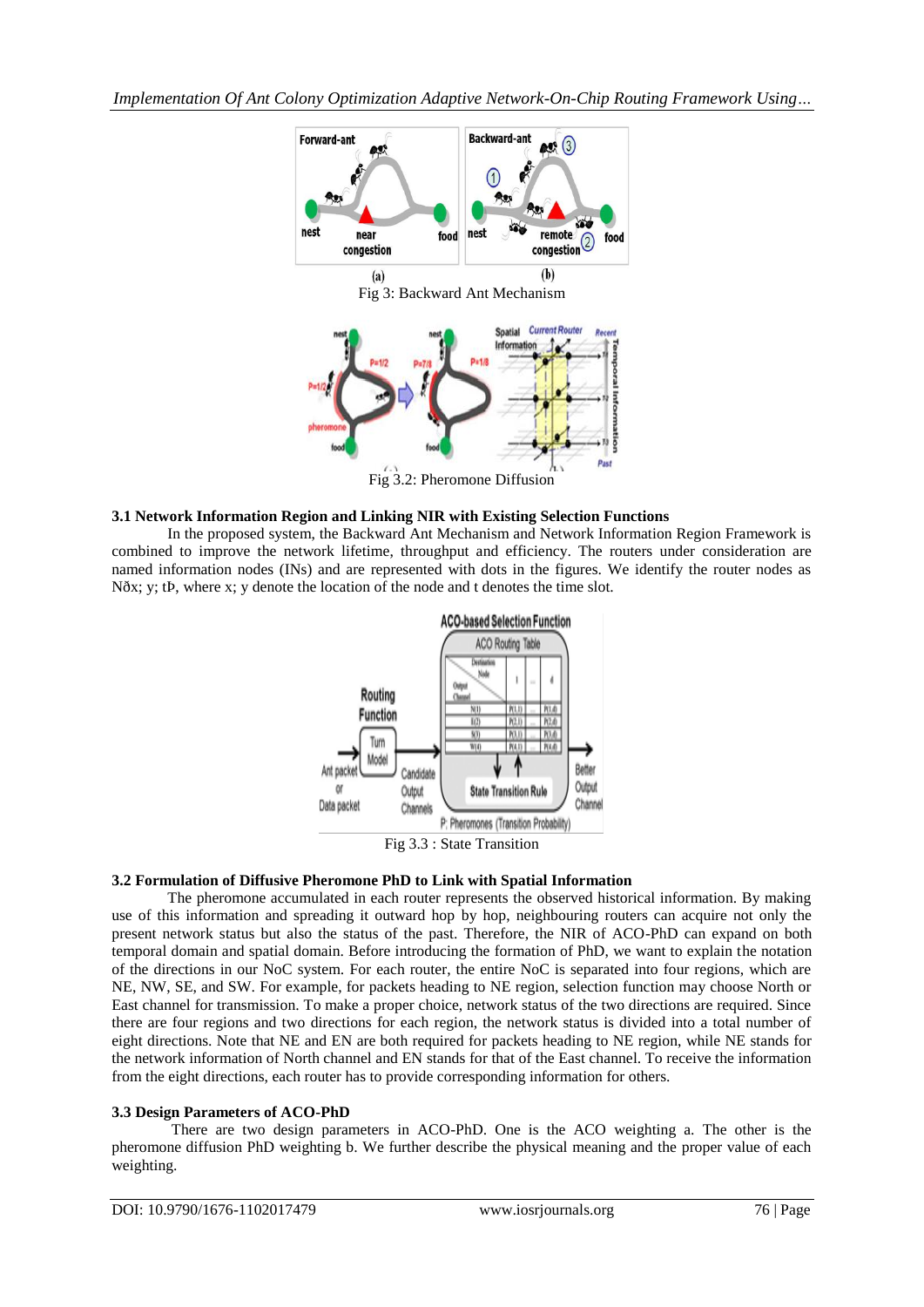Fig 3: Backward Ant Mechanism

Fig 3.2: Pheromone Diffusion

### 3.1 Network Information Region and Linking NIR with Existing Selection Functions

In the proposed system, the Backward Ant Mechanism and Network Information Region Framework is combined to improve the network lifetime, throughput and efficiency. The routers under consideration are named information nodes (INs) and are represented with dots in the figures. We identify the router nodes as Nðx; y; tÞ, where x; y denote the location of the node and t denotes the time slot.

Fig 3.3 : State Transition

### 3.2 Formulation of Diffusive Pheromone PhD to Link with Spatial Information

The pheromone accumulated in each router represents the observed historical information. By making use of this information and spreading it outward hop by hop, neighbouring routers can acquire not only the present network status but also the status of the past. Therefore, the NIR of ACO-PhD can expand on both temporal domain and spatial domain. Before introducing the formation of PhD, we want to explain the notation of the directions in our NoC system. For each router, the entire NoC is separated into four regions, which are NE, NW, SE, and SW. For example, for packets heading to NE region, selection function may choose North or East channel for transmission. To make a proper choice, network status of the two directions are required. Since there are four regions and two directions for each region, the network status is divided into a total number of eight directions. Note that NE and EN are both required for packets heading to NE region, while NE stands for the network information of North channel and EN stands for that of the East channel. To receive the information from the eight directions, each router has to provide corresponding information for others.

### 3.3 Design Parameters of ACO-PhD

There are two design parameters in ACO-PhD. One is the ACO weighting a. The other is the pheromone diffusion PhD weighting b. We further describe the physical meaning and the proper value of each weighting.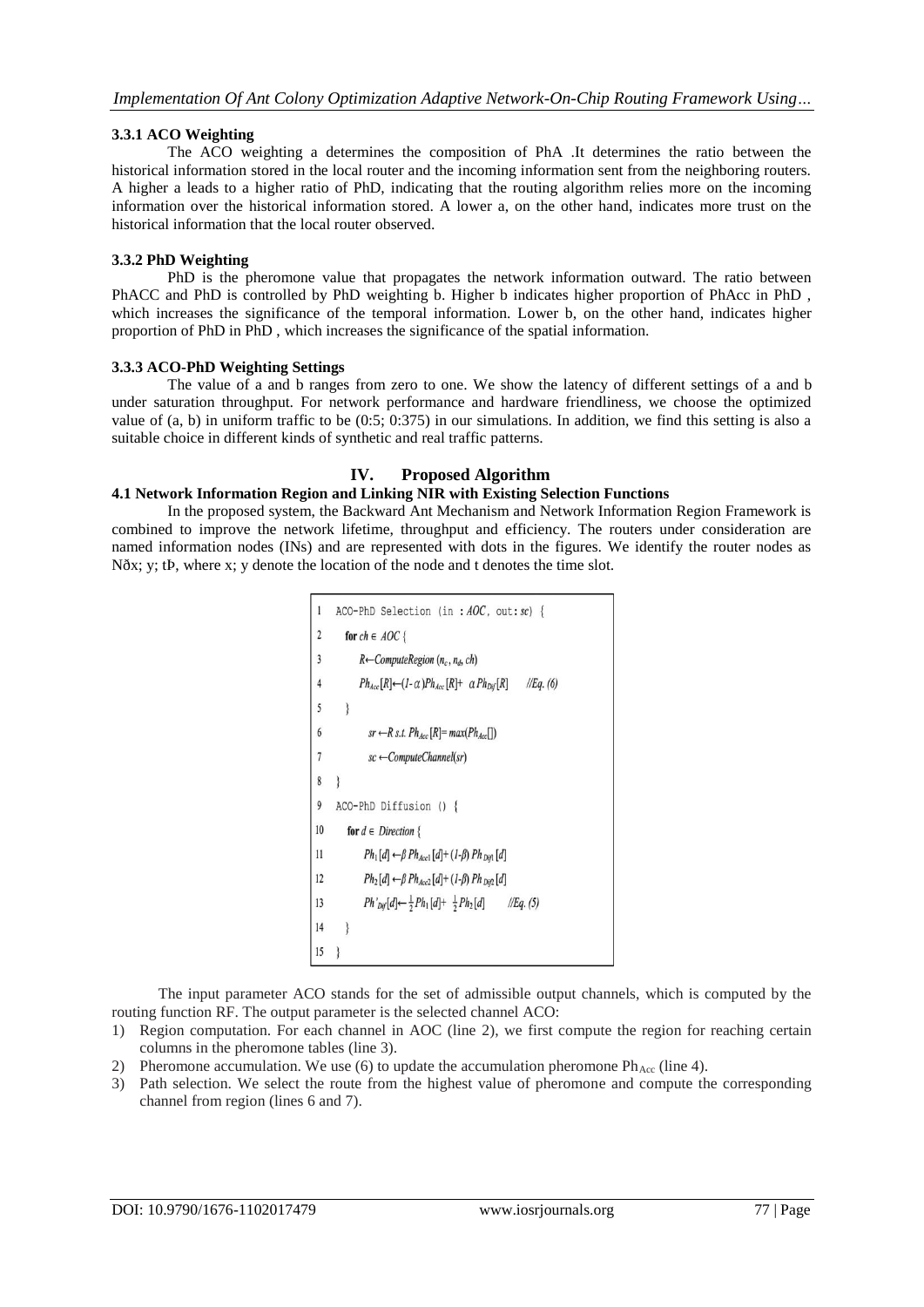### 3.3.1 ACO Weighting

The ACO weighting a determines the composition of PhA .It determines the ratio between the historical information stored in the local router and the incoming information sent from the neighboring routers. A higher a leads to a higher ratio of PhD, indicating that the routing algorithm relies more on the incoming information over the historical information stored. A lower a, on the other hand, indicates more trust on the historical information that the local router observed.

### 3.3.2 PhD Weighting

PhD is the pheromone value that propagates the network information outward. The ratio between PhACC and PhD is controlled by PhD weighting b. Higher b indicates higher proportion of PhAcc in PhD , which increases the significance of the temporal information. Lower b, on the other hand, indicates higher proportion of PhD in PhD , which increases the significance of the spatial information.

### 3.3.3 ACO-PhD Weighting Settings

The value of a and b ranges from zero to one. We show the latency of different settings of a and b under saturation throughput. For network performance and hardware friendliness, we choose the optimized value of (a, b) in uniform traffic to be (0:5; 0:375) in our simulations. In addition, we find this setting is also a suitable choice in different kinds of synthetic and real traffic patterns.

# IV. Proposed Algorithm

### 4.1 Network Information Region and Linking NIR with Existing Selection Functions

In the proposed system, the Backward Ant Mechanism and Network Information Region Framework is combined to improve the network lifetime, throughput and efficiency. The routers under consideration are named information nodes (INs) and are represented with dots in the figures. We identify the router nodes as Nðx; y; tÞ, where x; y denote the location of the node and t denotes the time slot.

```
1  ACO-PhD Selection (in : AOC, out: sc) {
2      for ch ∈ AOC {
3          R←ComputeRegion (n_c, n_d, ch)
4          Ph_Acc[R]←(1-α)Ph_Acc[R]+ α Ph_Dif[R]      //Eq. (6)
5      }
6          sr ←R s.t. Ph_Acc[R]= max(Ph_Acc[])
7          sc ←ComputeChannel(sr)
8  }
9  ACO-PhD Diffusion () {
10     for d ∈ Direction {
11         Ph_1[d] ←β Ph_Acc1[d]+ (1-β) Ph_Dif1[d]
12         Ph_2[d] ←β Ph_Acc2[d]+ (1-β) Ph_Dif2[d]
13         Ph'_Dif[d]← 1/2 Ph_1[d]+ 1/2 Ph_2[d]      //Eq. (5)
14     }
15 }
```

The input parameter ACO stands for the set of admissible output channels, which is computed by the routing function RF. The output parameter is the selected channel ACO:

1) Region computation. For each channel in AOC (line 2), we first compute the region for reaching certain columns in the pheromone tables (line 3).
2) Pheromone accumulation. We use (6) to update the accumulation pheromone $Ph_{Acc}$ (line 4).
3) Path selection. We select the route from the highest value of pheromone and compute the corresponding channel from region (lines 6 and 7).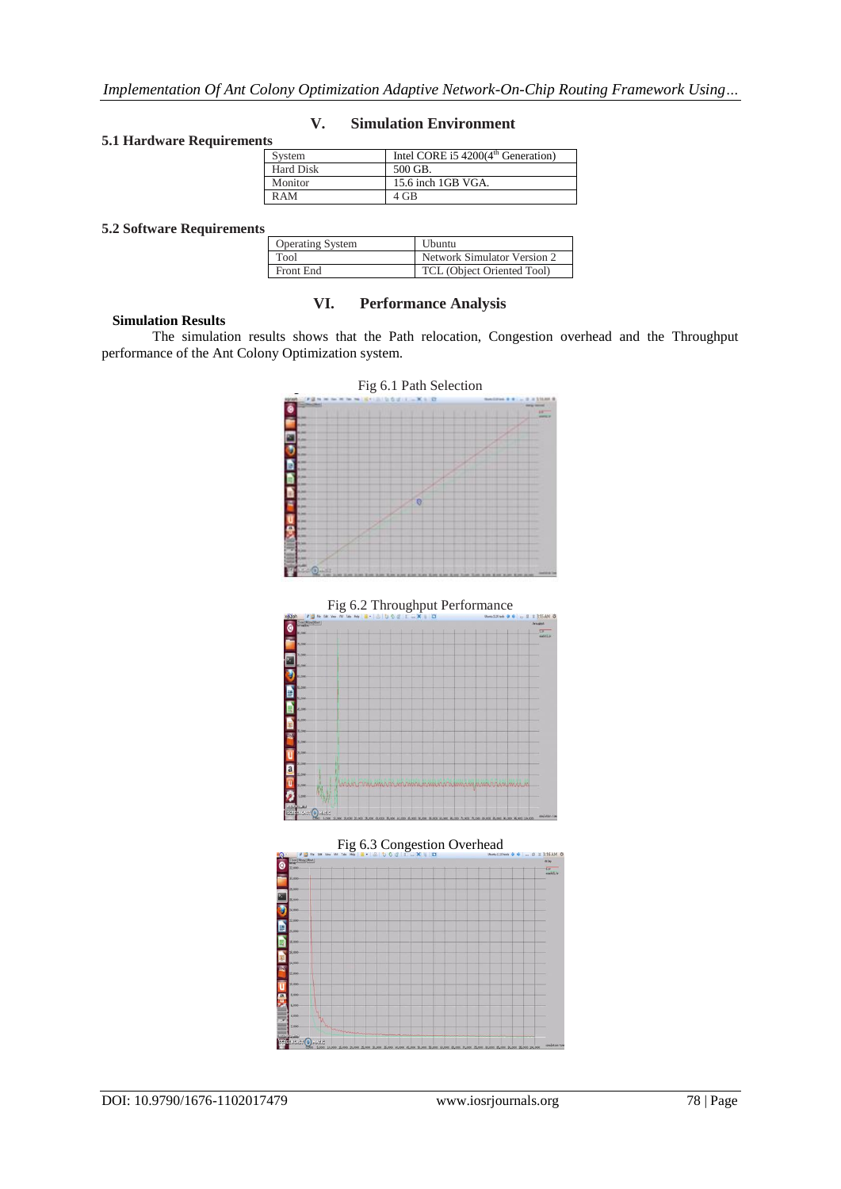## V. Simulation Environment

### 5.1 Hardware Requirements

| System | Intel CORE i5 4200(4[th] Generation) |
|---|---|
| Hard Disk | 500 GB. |
| Monitor | 15.6 inch 1GB VGA. |
| RAM | 4 GB |

### 5.2 Software Requirements

| Operating System | Ubuntu |
|---|---|
| Tool | Network Simulator Version 2 |
| Front End | TCL (Object Oriented Tool) |

## VI. Performance Analysis

**Simulation Results**

The simulation results shows that the Path relocation, Congestion overhead and the Throughput performance of the Ant Colony Optimization system.

Fig 6.1 Path Selection

Fig 6.2 Throughput Performance

Fig 6.3 Congestion Overhead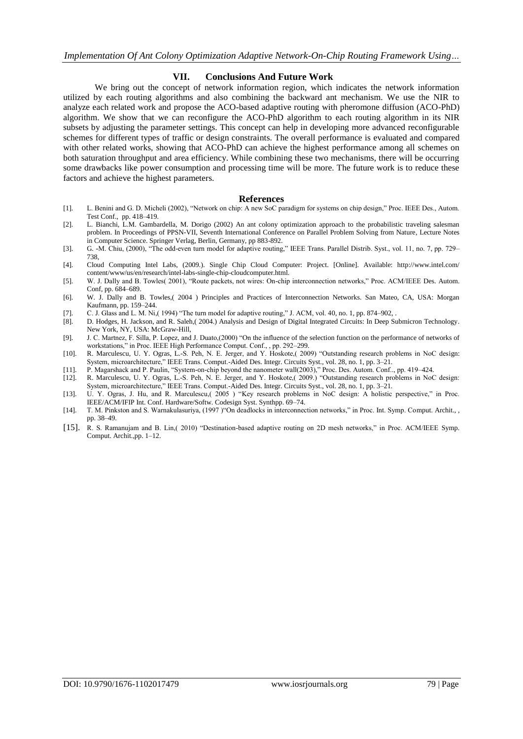## VII. Conclusions And Future Work

We bring out the concept of network information region, which indicates the network information utilized by each routing algorithms and also combining the backward ant mechanism. We use the NIR to analyze each related work and propose the ACO-based adaptive routing with pheromone diffusion (ACO-PhD) algorithm. We show that we can reconfigure the ACO-PhD algorithm to each routing algorithm in its NIR subsets by adjusting the parameter settings. This concept can help in developing more advanced reconfigurable schemes for different types of traffic or design constraints. The overall performance is evaluated and compared with other related works, showing that ACO-PhD can achieve the highest performance among all schemes on both saturation throughput and area efficiency. While combining these two mechanisms, there will be occurring some drawbacks like power consumption and processing time will be more. The future work is to reduce these factors and achieve the highest parameters.

## References

[1]. L. Benini and G. D. Micheli (2002), "Network on chip: A new SoC paradigm for systems on chip design," Proc. IEEE Des., Autom. Test Conf., pp. 418–419.

[2]. L. Bianchi, L.M. Gambardella, M. Dorigo (2002) An ant colony optimization approach to the probabilistic traveling salesman problem. In Proceedings of PPSN-VII, Seventh International Conference on Parallel Problem Solving from Nature, Lecture Notes in Computer Science. Springer Verlag, Berlin, Germany, pp 883-892.

[3]. G. -M. Chiu, (2000), "The odd-even turn model for adaptive routing," IEEE Trans. Parallel Distrib. Syst., vol. 11, no. 7, pp. 729–738,

[4]. Cloud Computing Intel Labs, (2009.). Single Chip Cloud Computer: Project. [Online]. Available: http://www.intel.com/content/www/us/en/research/intel-labs-single-chip-cloudcomputer.html.

[5]. W. J. Dally and B. Towles( 2001), "Route packets, not wires: On-chip interconnection networks," Proc. ACM/IEEE Des. Autom. Conf, pp. 684–689.

[6]. W. J. Dally and B. Towles,( 2004 ) Principles and Practices of Interconnection Networks. San Mateo, CA, USA: Morgan Kaufmann, pp. 159–244.

[7]. C. J. Glass and L. M. Ni,( 1994) "The turn model for adaptive routing," J. ACM, vol. 40, no. 1, pp. 874–902, .

[8]. D. Hodges, H. Jackson, and R. Saleh,( 2004.) Analysis and Design of Digital Integrated Circuits: In Deep Submicron Technology. New York, NY, USA: McGraw-Hill,

[9]. J. C. Martnez, F. Silla, P. Lopez, and J. Duato,(2000) "On the influence of the selection function on the performance of networks of workstations," in Proc. IEEE High Performance Comput. Conf., , pp. 292–299.

[10]. R. Marculescu, U. Y. Ogras, L.-S. Peh, N. E. Jerger, and Y. Hoskote,( 2009) "Outstanding research problems in NoC design: System, microarchitecture," IEEE Trans. Comput.-Aided Des. Integr. Circuits Syst., vol. 28, no. 1, pp. 3–21.

[11]. P. Magarshack and P. Paulin, "System-on-chip beyond the nanometer wall(2003)," Proc. Des. Autom. Conf.., pp. 419–424.

[12]. R. Marculescu, U. Y. Ogras, L.-S. Peh, N. E. Jerger, and Y. Hoskote,( 2009.) "Outstanding research problems in NoC design: System, microarchitecture," IEEE Trans. Comput.-Aided Des. Integr. Circuits Syst., vol. 28, no. 1, pp. 3–21.

[13]. U. Y. Ogras, J. Hu, and R. Marculescu,( 2005 ) "Key research problems in NoC design: A holistic perspective," in Proc. IEEE/ACM/IFIP Int. Conf. Hardware/Softw. Codesign Syst. Synthpp. 69–74.

[14]. T. M. Pinkston and S. Warnakulasuriya, (1997 )"On deadlocks in interconnection networks," in Proc. Int. Symp. Comput. Archit., , pp. 38–49.

[15]. R. S. Ramanujam and B. Lin,( 2010) "Destination-based adaptive routing on 2D mesh networks," in Proc. ACM/IEEE Symp. Comput. Archit.,pp. 1–12.